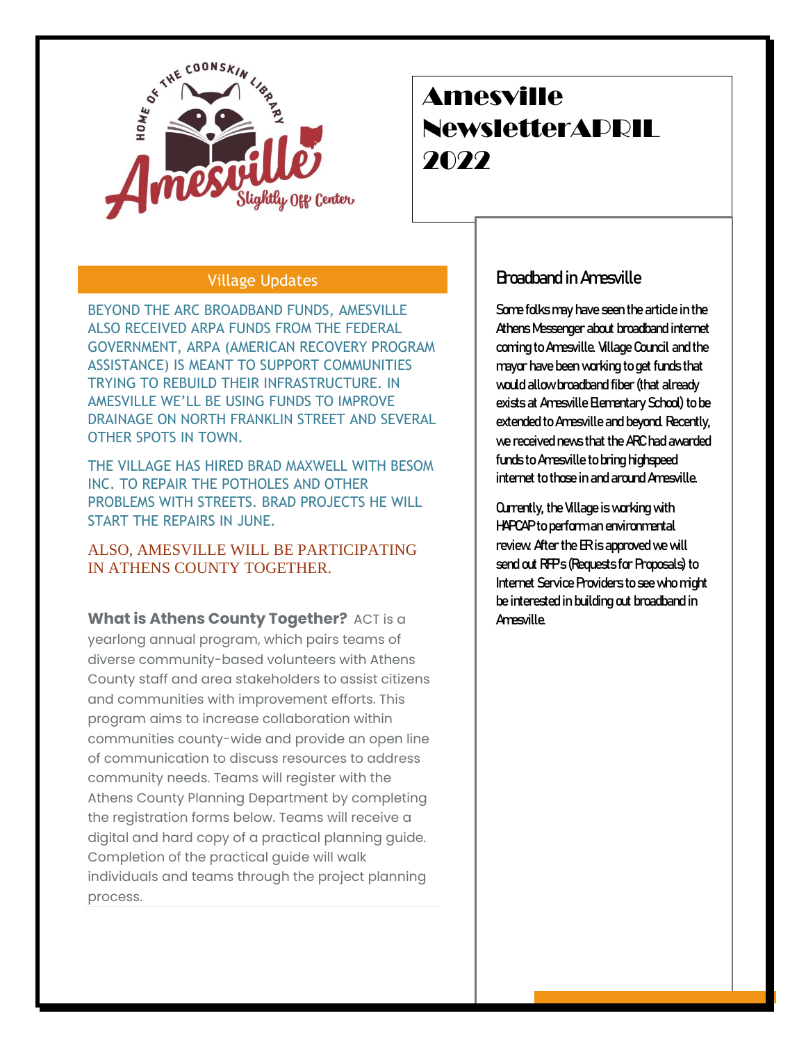# Amesville NewsletterAPRIL 2022

## Village Updates

BEYOND THE ARC BROADBAND FUNDS, AMESVILLE ALSO RECEIVED ARPA FUNDS FROM THE FEDERAL GOVERNMENT, ARPA (AMERICAN RECOVERY PROGRAM ASSISTANCE) IS MEANT TO SUPPORT COMMUNITIES TRYING TO REBUILD THEIR INFRASTRUCTURE. IN AMESVILLE WE'LL BE USING FUNDS TO IMPROVE DRAINAGE ON NORTH FRANKLIN STREET AND SEVERAL OTHER SPOTS IN TOWN.

THE VILLAGE HAS HIRED BRAD MAXWELL WITH BESOM INC. TO REPAIR THE POTHOLES AND OTHER PROBLEMS WITH STREETS. BRAD PROJECTS HE WILL START THE REPAIRS IN JUNE.

ALSO, AMESVILLE WILL BE PARTICIPATING IN ATHENS COUNTY TOGETHER.

**What is Athens County Together?** ACT is a yearlong annual program, which pairs teams of diverse community-based volunteers with Athens County staff and area stakeholders to assist citizens and communities with improvement efforts. This program aims to increase collaboration within communities county-wide and provide an open line of communication to discuss resources to address community needs. Teams will register with the Athens County Planning Department by completing the registration forms below. Teams will receive a digital and hard copy of a practical planning guide. Completion of the practical guide will walk individuals and teams through the project planning process.

## Broadband in Amesville

Some folks may have seen the article in the Athens Messenger about broadband internet coming to Amesville. Village Council and the mayor have been working to get funds that would allow broadband fiber (that already exists at Amesville Elementary School) to be extended to Amesville and beyond. Recently, we received news that the ARC had awarded funds to Amesville to bring highspeed internet to those in and around Amesville.

Currently, the Village is working with HAPCAP to perform an environmental review. After the ER is approved we will send out RFP's (Requests for Proposals) to Internet Service Providers to see who might be interested in building out broadband in Amesville.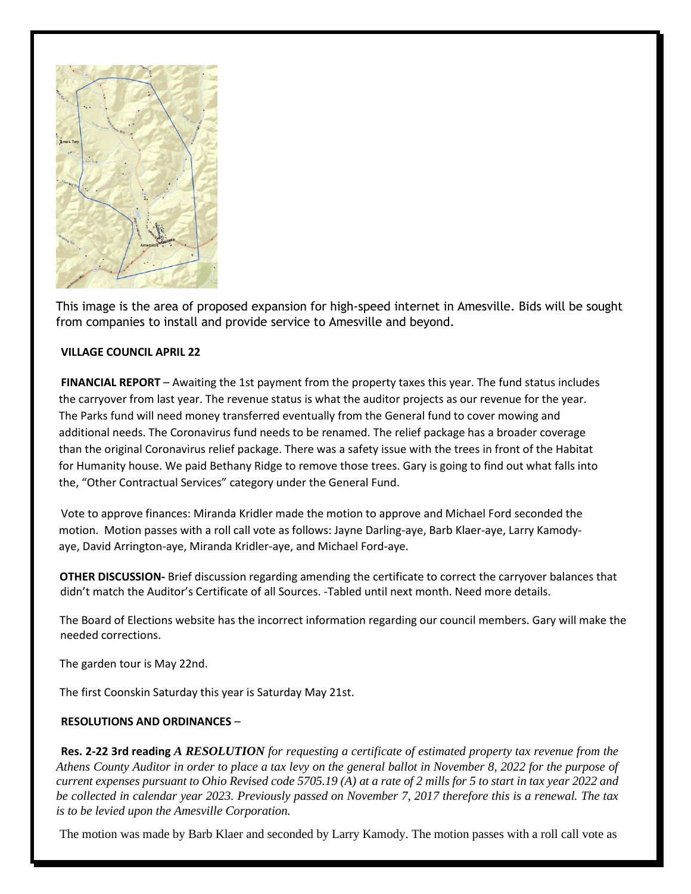This image is the area of proposed expansion for high-speed internet in Amesville. Bids will be sought from companies to install and provide service to Amesville and beyond.

**VILLAGE COUNCIL APRIL 22**

**FINANCIAL REPORT** – Awaiting the 1st payment from the property taxes this year. The fund status includes the carryover from last year. The revenue status is what the auditor projects as our revenue for the year. The Parks fund will need money transferred eventually from the General fund to cover mowing and additional needs. The Coronavirus fund needs to be renamed. The relief package has a broader coverage than the original Coronavirus relief package. There was a safety issue with the trees in front of the Habitat for Humanity house. We paid Bethany Ridge to remove those trees. Gary is going to find out what falls into the, "Other Contractual Services" category under the General Fund.

Vote to approve finances: Miranda Kridler made the motion to approve and Michael Ford seconded the motion. Motion passes with a roll call vote as follows: Jayne Darling-aye, Barb Klaer-aye, Larry Kamody-aye, David Arrington-aye, Miranda Kridler-aye, and Michael Ford-aye.

**OTHER DISCUSSION-** Brief discussion regarding amending the certificate to correct the carryover balances that didn't match the Auditor's Certificate of all Sources. -Tabled until next month. Need more details.

The Board of Elections website has the incorrect information regarding our council members. Gary will make the needed corrections.

The garden tour is May 22nd.

The first Coonskin Saturday this year is Saturday May 21st.

**RESOLUTIONS AND ORDINANCES** –

**Res. 2-22 3rd reading** ***A RESOLUTION*** *for requesting a certificate of estimated property tax revenue from the Athens County Auditor in order to place a tax levy on the general ballot in November 8, 2022 for the purpose of current expenses pursuant to Ohio Revised code 5705.19 (A) at a rate of 2 mills for 5 to start in tax year 2022 and be collected in calendar year 2023. Previously passed on November 7, 2017 therefore this is a renewal. The tax is to be levied upon the Amesville Corporation.*

The motion was made by Barb Klaer and seconded by Larry Kamody. The motion passes with a roll call vote as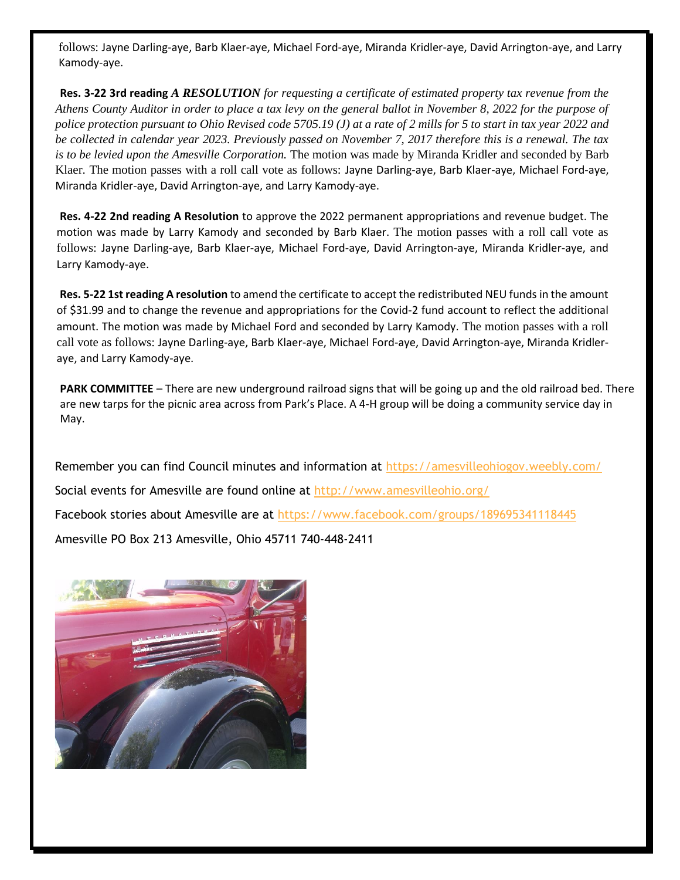follows: Jayne Darling-aye, Barb Klaer-aye, Michael Ford-aye, Miranda Kridler-aye, David Arrington-aye, and Larry Kamody-aye.

**Res. 3-22 3rd reading** ***A RESOLUTION*** *for requesting a certificate of estimated property tax revenue from the Athens County Auditor in order to place a tax levy on the general ballot in November 8, 2022 for the purpose of police protection pursuant to Ohio Revised code 5705.19 (J) at a rate of 2 mills for 5 to start in tax year 2022 and be collected in calendar year 2023. Previously passed on November 7, 2017 therefore this is a renewal. The tax is to be levied upon the Amesville Corporation.* The motion was made by Miranda Kridler and seconded by Barb Klaer. The motion passes with a roll call vote as follows: Jayne Darling-aye, Barb Klaer-aye, Michael Ford-aye, Miranda Kridler-aye, David Arrington-aye, and Larry Kamody-aye.

**Res. 4-22 2nd reading A Resolution** to approve the 2022 permanent appropriations and revenue budget. The motion was made by Larry Kamody and seconded by Barb Klaer. The motion passes with a roll call vote as follows: Jayne Darling-aye, Barb Klaer-aye, Michael Ford-aye, David Arrington-aye, Miranda Kridler-aye, and Larry Kamody-aye.

**Res. 5-22 1st reading A resolution** to amend the certificate to accept the redistributed NEU funds in the amount of $31.99 and to change the revenue and appropriations for the Covid-2 fund account to reflect the additional amount. The motion was made by Michael Ford and seconded by Larry Kamody. The motion passes with a roll call vote as follows: Jayne Darling-aye, Barb Klaer-aye, Michael Ford-aye, David Arrington-aye, Miranda Kridler-aye, and Larry Kamody-aye.

**PARK COMMITTEE** – There are new underground railroad signs that will be going up and the old railroad bed. There are new tarps for the picnic area across from Park's Place. A 4-H group will be doing a community service day in May.

Remember you can find Council minutes and information at https://amesvilleohiogov.weebly.com/

Social events for Amesville are found online at http://www.amesvilleohio.org/

Facebook stories about Amesville are at https://www.facebook.com/groups/189695341118445

Amesville PO Box 213 Amesville, Ohio 45711 740-448-2411